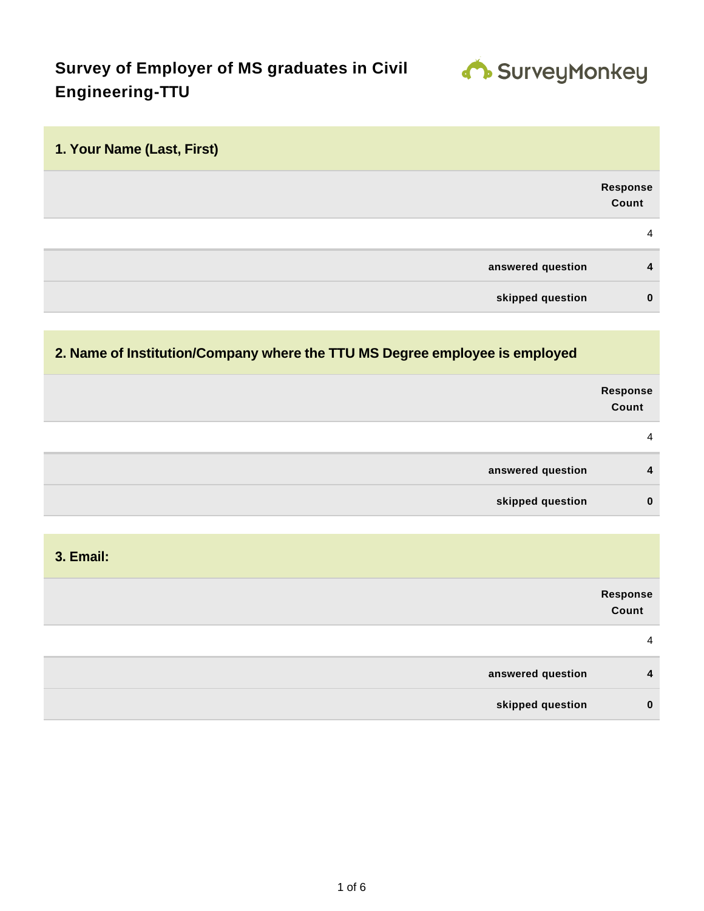# Survey of Employer of MS graduates in Civil Engineering-TTU

SurveyMonkey

## 1. Your Name (Last, First)

| | | Response Count |
|---|---|---|
| | | 4 |
| | answered question | 4 |
| | skipped question | 0 |

## 2. Name of Institution/Company where the TTU MS Degree employee is employed

| | | Response Count |
|---|---|---|
| | | 4 |
| | answered question | 4 |
| | skipped question | 0 |

## 3. Email:

| | | Response Count |
|---|---|---|
| | | 4 |
| | answered question | 4 |
| | skipped question | 0 |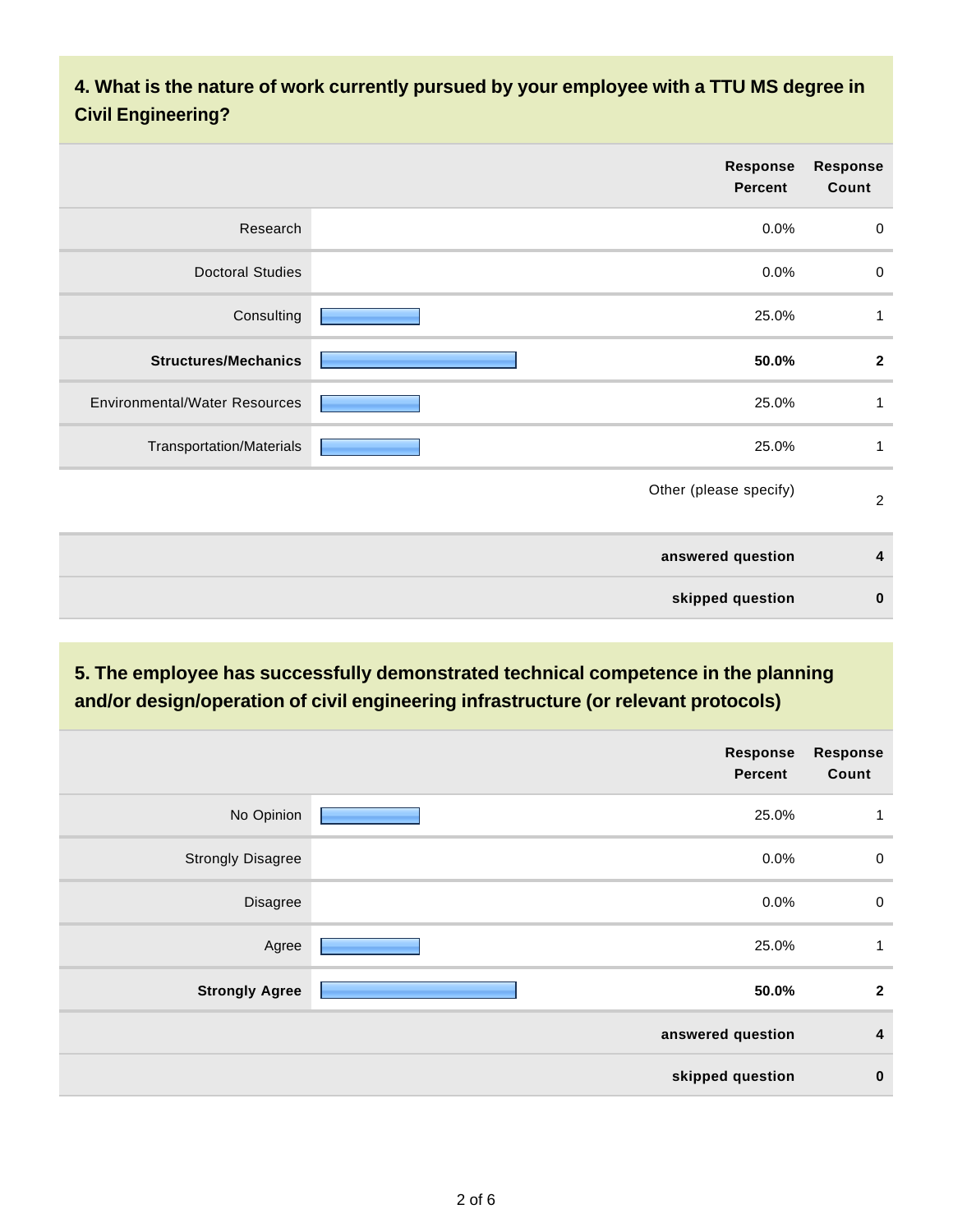#### 4. What is the nature of work currently pursued by your employee with a TTU MS degree in Civil Engineering?

| | Response Percent | Response Count |
|---|---|---|
| Research | 0.0% | 0 |
| Doctoral Studies | 0.0% | 0 |
| Consulting | 25.0% | 1 |
| **Structures/Mechanics** | **50.0%** | **2** |
| Environmental/Water Resources | 25.0% | 1 |
| Transportation/Materials | 25.0% | 1 |
| | Other (please specify) | 2 |
| | **answered question** | **4** |
| | **skipped question** | **0** |

#### 5. The employee has successfully demonstrated technical competence in the planning and/or design/operation of civil engineering infrastructure (or relevant protocols)

| | Response Percent | Response Count |
|---|---|---|
| No Opinion | 25.0% | 1 |
| Strongly Disagree | 0.0% | 0 |
| Disagree | 0.0% | 0 |
| Agree | 25.0% | 1 |
| **Strongly Agree** | **50.0%** | **2** |
| | **answered question** | **4** |
| | **skipped question** | **0** |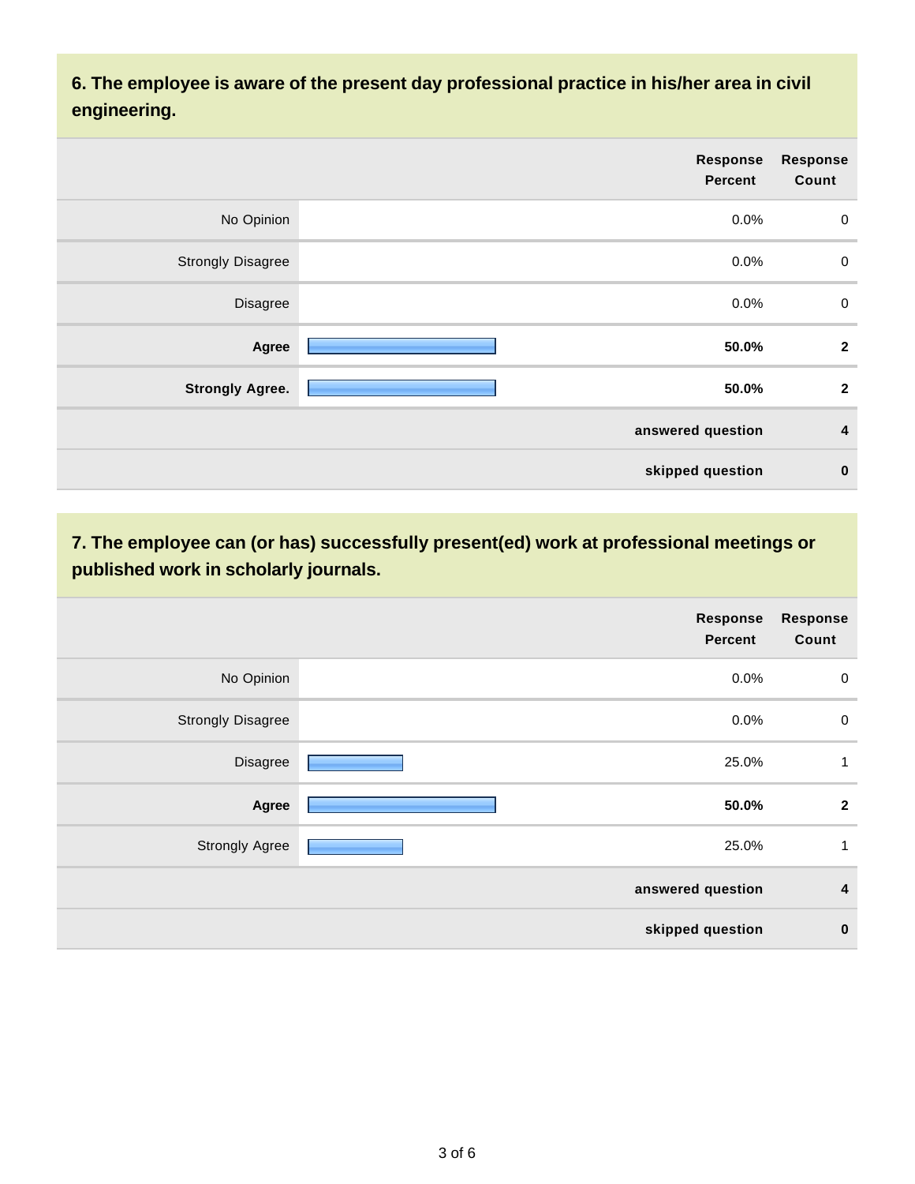## 6. The employee is aware of the present day professional practice in his/her area in civil engineering.

| | Response Percent | Response Count |
|---|---|---|
| No Opinion | 0.0% | 0 |
| Strongly Disagree | 0.0% | 0 |
| Disagree | 0.0% | 0 |
| **Agree** | **50.0%** | **2** |
| **Strongly Agree.** | **50.0%** | **2** |
| | **answered question** | **4** |
| | **skipped question** | **0** |

## 7. The employee can (or has) successfully present(ed) work at professional meetings or published work in scholarly journals.

| | Response Percent | Response Count |
|---|---|---|
| No Opinion | 0.0% | 0 |
| Strongly Disagree | 0.0% | 0 |
| Disagree | 25.0% | 1 |
| **Agree** | **50.0%** | **2** |
| Strongly Agree | 25.0% | 1 |
| | **answered question** | **4** |
| | **skipped question** | **0** |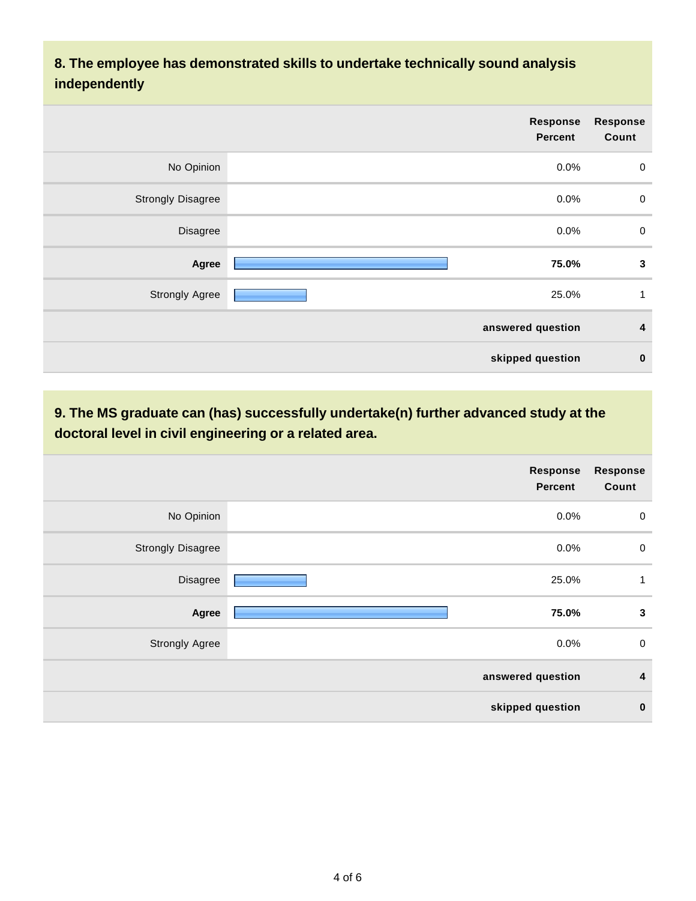### 8. The employee has demonstrated skills to undertake technically sound analysis independently

| | Response Percent | Response Count |
|---|---|---|
| No Opinion | 0.0% | 0 |
| Strongly Disagree | 0.0% | 0 |
| Disagree | 0.0% | 0 |
| **Agree** | **75.0%** | **3** |
| Strongly Agree | 25.0% | 1 |
| | **answered question** | **4** |
| | **skipped question** | **0** |

### 9. The MS graduate can (has) successfully undertake(n) further advanced study at the doctoral level in civil engineering or a related area.

| | Response Percent | Response Count |
|---|---|---|
| No Opinion | 0.0% | 0 |
| Strongly Disagree | 0.0% | 0 |
| Disagree | 25.0% | 1 |
| **Agree** | **75.0%** | **3** |
| Strongly Agree | 0.0% | 0 |
| | **answered question** | **4** |
| | **skipped question** | **0** |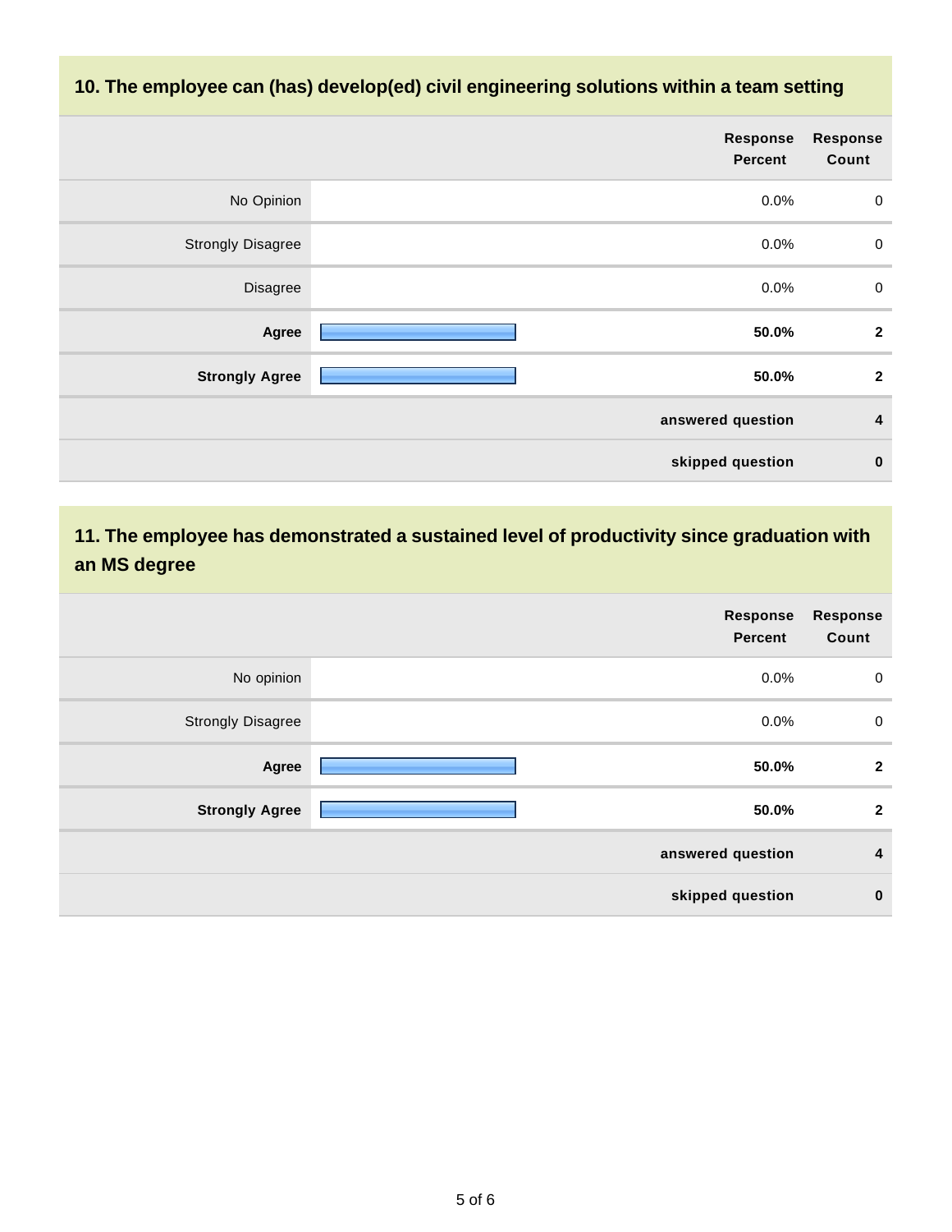## 10. The employee can (has) develop(ed) civil engineering solutions within a team setting

| | Response Percent | Response Count |
|---|---|---|
| No Opinion | 0.0% | 0 |
| Strongly Disagree | 0.0% | 0 |
| Disagree | 0.0% | 0 |
| **Agree** | **50.0%** | **2** |
| **Strongly Agree** | **50.0%** | **2** |
| **answered question** | | **4** |
| **skipped question** | | **0** |

## 11. The employee has demonstrated a sustained level of productivity since graduation with an MS degree

| | Response Percent | Response Count |
|---|---|---|
| No opinion | 0.0% | 0 |
| Strongly Disagree | 0.0% | 0 |
| **Agree** | **50.0%** | **2** |
| **Strongly Agree** | **50.0%** | **2** |
| **answered question** | | **4** |
| **skipped question** | | **0** |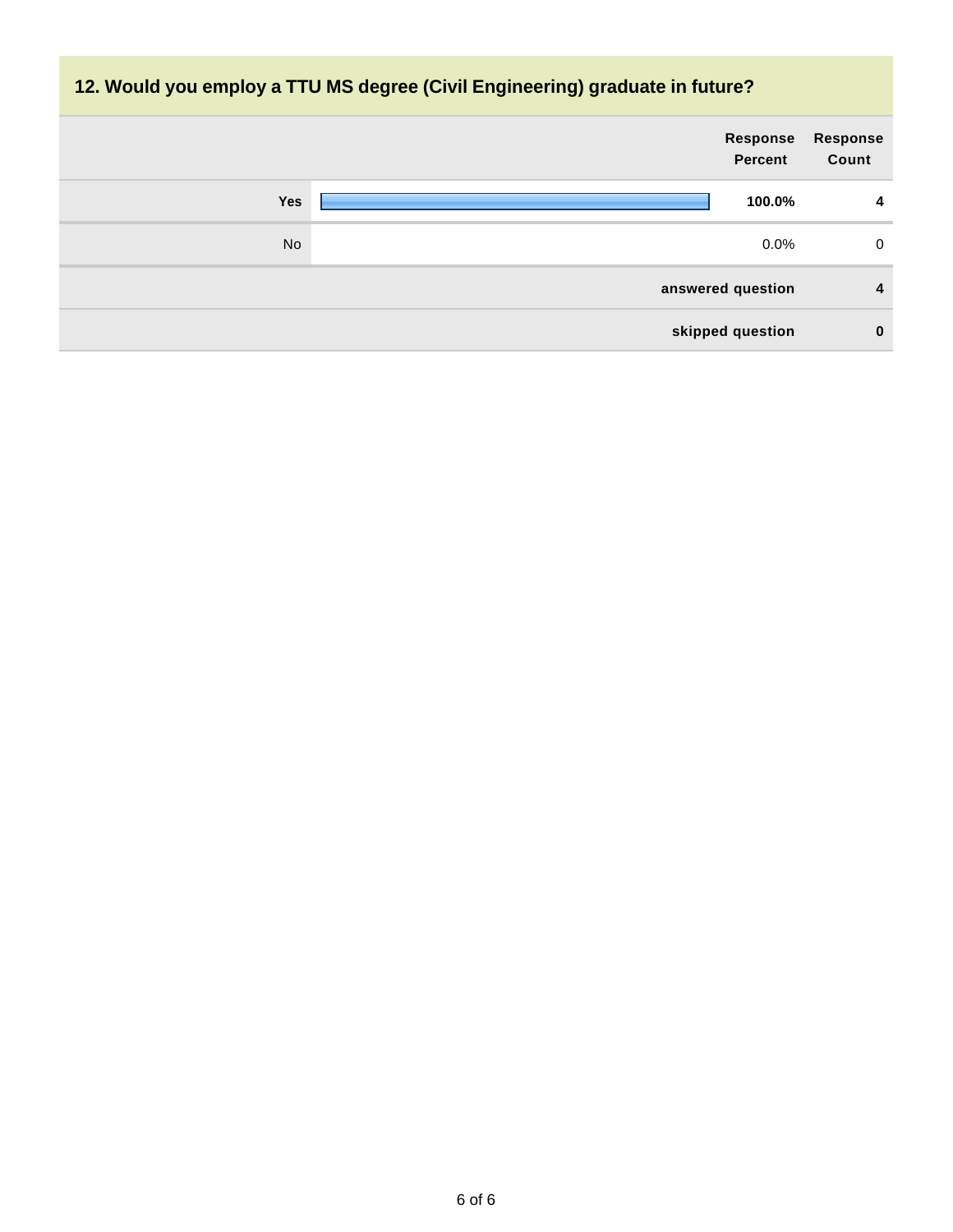## 12. Would you employ a TTU MS degree (Civil Engineering) graduate in future?

| | Response Percent | Response Count |
|---|---|---|
| **Yes** | **100.0%** | **4** |
| No | 0.0% | 0 |
| **answered question** | | **4** |
| **skipped question** | | **0** |